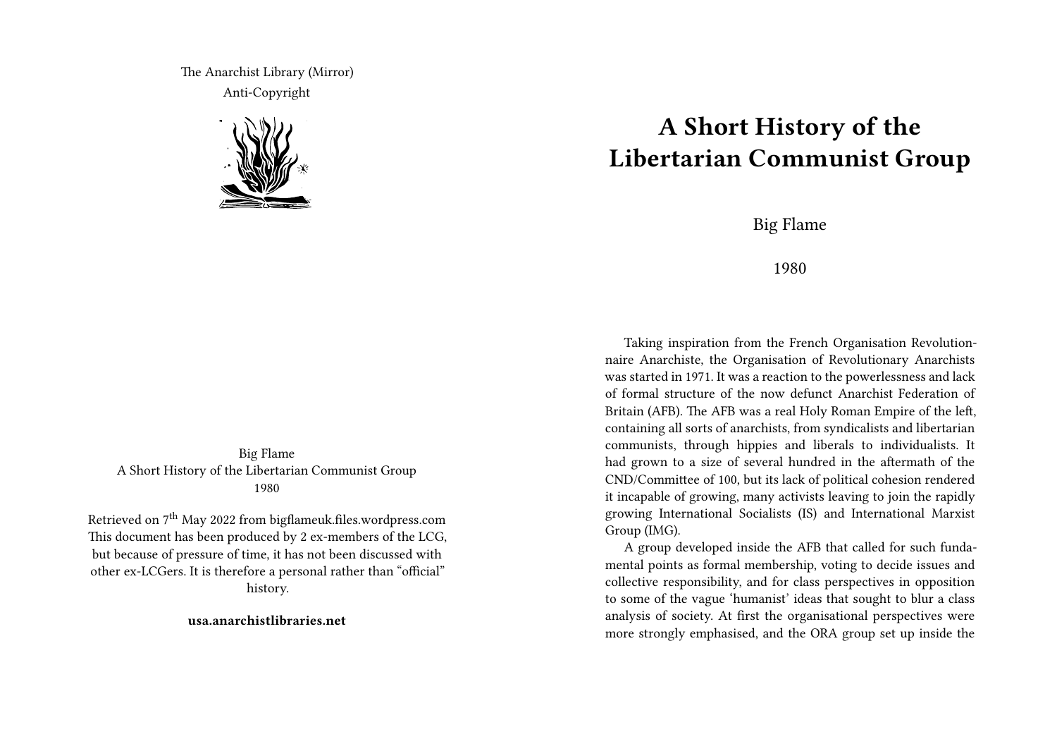The Anarchist Library (Mirror)
Anti-Copyright

Big Flame
A Short History of the Libertarian Communist Group
1980

Retrieved on 7th May 2022 from bigflameuk.files.wordpress.com
This document has been produced by 2 ex-members of the LCG, but because of pressure of time, it has not been discussed with other ex-LCGers. It is therefore a personal rather than "official" history.

**usa.anarchistlibraries.net**

# A Short History of the Libertarian Communist Group

Big Flame

1980

Taking inspiration from the French Organisation Revolutionnaire Anarchiste, the Organisation of Revolutionary Anarchists was started in 1971. It was a reaction to the powerlessness and lack of formal structure of the now defunct Anarchist Federation of Britain (AFB). The AFB was a real Holy Roman Empire of the left, containing all sorts of anarchists, from syndicalists and libertarian communists, through hippies and liberals to individualists. It had grown to a size of several hundred in the aftermath of the CND/Committee of 100, but its lack of political cohesion rendered it incapable of growing, many activists leaving to join the rapidly growing International Socialists (IS) and International Marxist Group (IMG).

A group developed inside the AFB that called for such fundamental points as formal membership, voting to decide issues and collective responsibility, and for class perspectives in opposition to some of the vague 'humanist' ideas that sought to blur a class analysis of society. At first the organisational perspectives were more strongly emphasised, and the ORA group set up inside the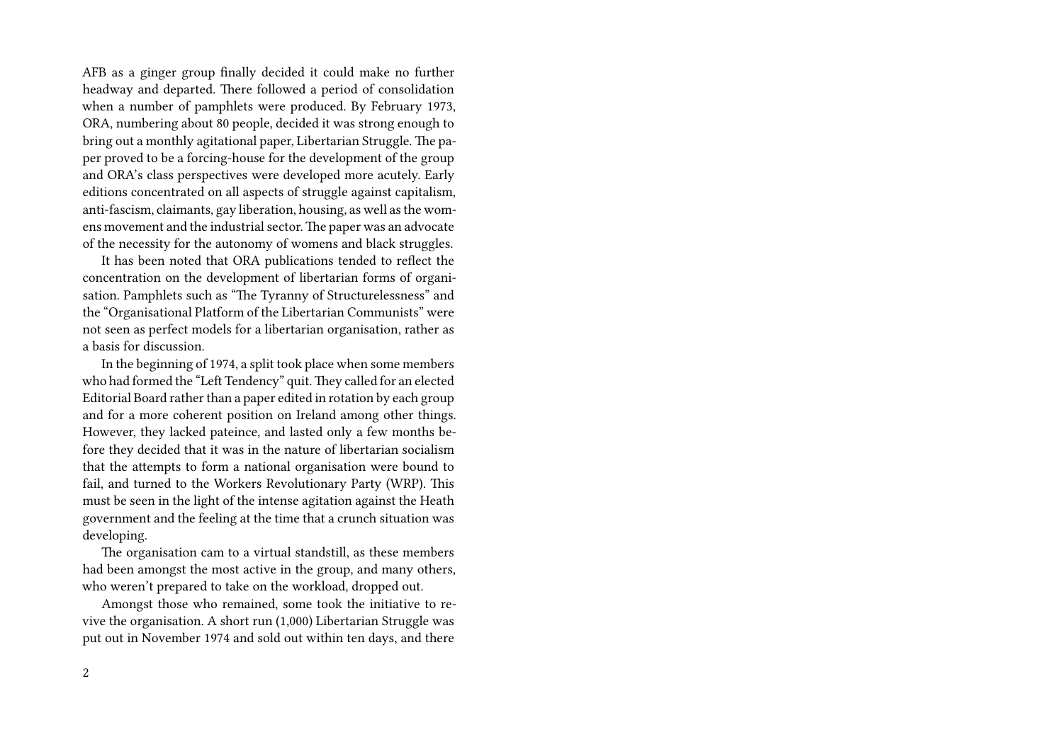AFB as a ginger group finally decided it could make no further headway and departed. There followed a period of consolidation when a number of pamphlets were produced. By February 1973, ORA, numbering about 80 people, decided it was strong enough to bring out a monthly agitational paper, Libertarian Struggle. The paper proved to be a forcing-house for the development of the group and ORA's class perspectives were developed more acutely. Early editions concentrated on all aspects of struggle against capitalism, anti-fascism, claimants, gay liberation, housing, as well as the womens movement and the industrial sector. The paper was an advocate of the necessity for the autonomy of womens and black struggles.

It has been noted that ORA publications tended to reflect the concentration on the development of libertarian forms of organisation. Pamphlets such as "The Tyranny of Structurelessness" and the "Organisational Platform of the Libertarian Communists" were not seen as perfect models for a libertarian organisation, rather as a basis for discussion.

In the beginning of 1974, a split took place when some members who had formed the "Left Tendency" quit. They called for an elected Editorial Board rather than a paper edited in rotation by each group and for a more coherent position on Ireland among other things. However, they lacked pateince, and lasted only a few months before they decided that it was in the nature of libertarian socialism that the attempts to form a national organisation were bound to fail, and turned to the Workers Revolutionary Party (WRP). This must be seen in the light of the intense agitation against the Heath government and the feeling at the time that a crunch situation was developing.

The organisation cam to a virtual standstill, as these members had been amongst the most active in the group, and many others, who weren't prepared to take on the workload, dropped out.

Amongst those who remained, some took the initiative to revive the organisation. A short run (1,000) Libertarian Struggle was put out in November 1974 and sold out within ten days, and there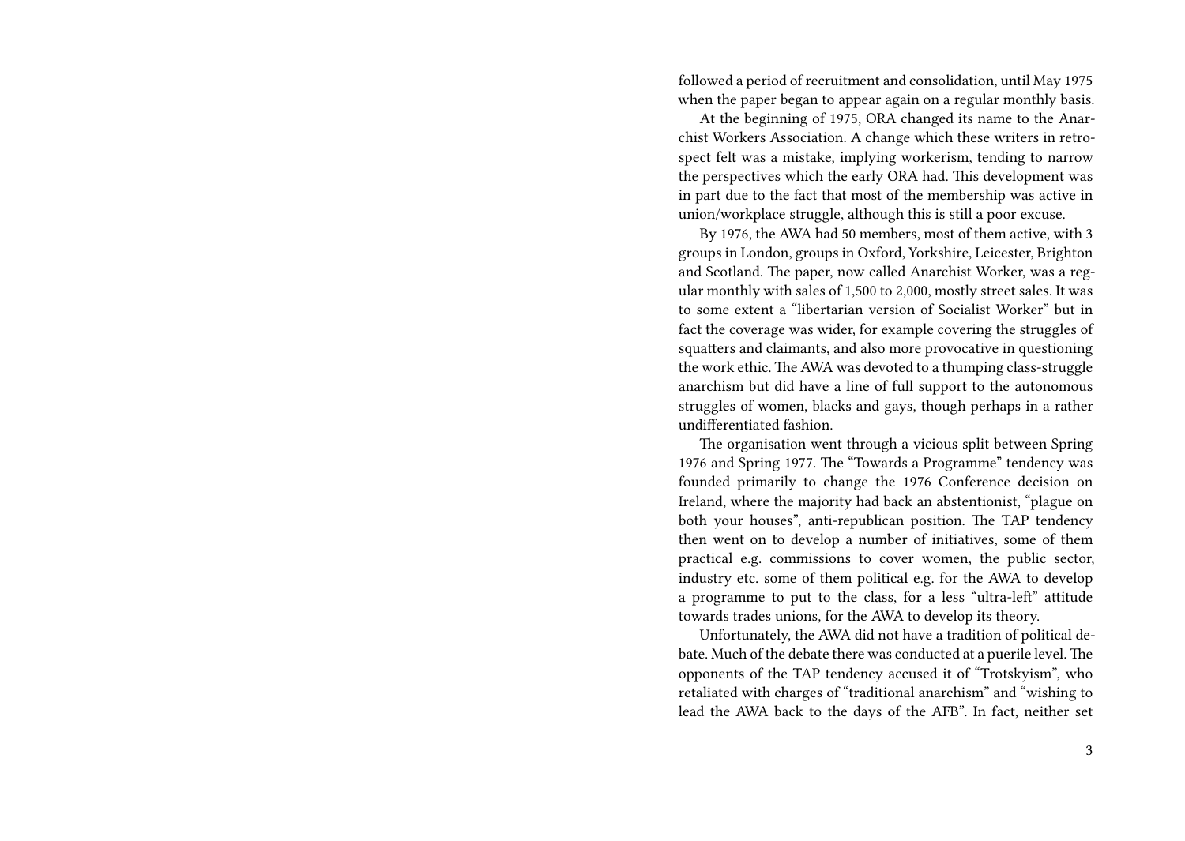followed a period of recruitment and consolidation, until May 1975 when the paper began to appear again on a regular monthly basis.

At the beginning of 1975, ORA changed its name to the Anarchist Workers Association. A change which these writers in retrospect felt was a mistake, implying workerism, tending to narrow the perspectives which the early ORA had. This development was in part due to the fact that most of the membership was active in union/workplace struggle, although this is still a poor excuse.

By 1976, the AWA had 50 members, most of them active, with 3 groups in London, groups in Oxford, Yorkshire, Leicester, Brighton and Scotland. The paper, now called Anarchist Worker, was a regular monthly with sales of 1,500 to 2,000, mostly street sales. It was to some extent a "libertarian version of Socialist Worker" but in fact the coverage was wider, for example covering the struggles of squatters and claimants, and also more provocative in questioning the work ethic. The AWA was devoted to a thumping class-struggle anarchism but did have a line of full support to the autonomous struggles of women, blacks and gays, though perhaps in a rather undifferentiated fashion.

The organisation went through a vicious split between Spring 1976 and Spring 1977. The "Towards a Programme" tendency was founded primarily to change the 1976 Conference decision on Ireland, where the majority had back an abstentionist, "plague on both your houses", anti-republican position. The TAP tendency then went on to develop a number of initiatives, some of them practical e.g. commissions to cover women, the public sector, industry etc. some of them political e.g. for the AWA to develop a programme to put to the class, for a less "ultra-left" attitude towards trades unions, for the AWA to develop its theory.

Unfortunately, the AWA did not have a tradition of political debate. Much of the debate there was conducted at a puerile level. The opponents of the TAP tendency accused it of "Trotskyism", who retaliated with charges of "traditional anarchism" and "wishing to lead the AWA back to the days of the AFB". In fact, neither set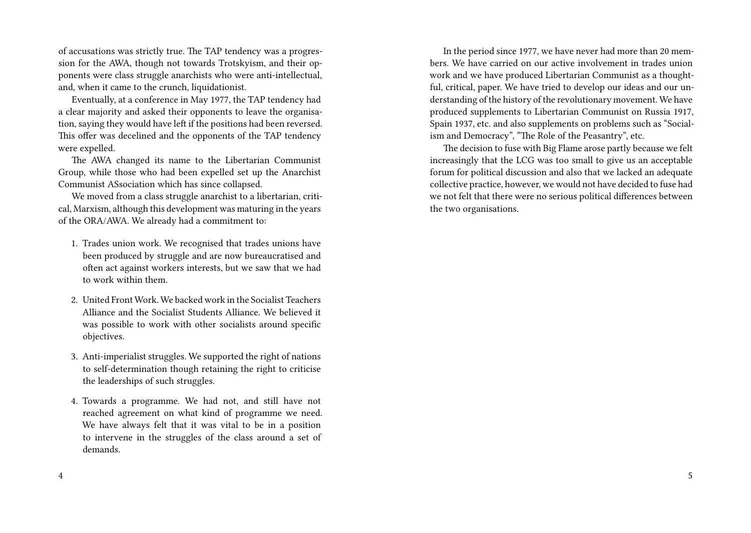of accusations was strictly true. The TAP tendency was a progression for the AWA, though not towards Trotskyism, and their opponents were class struggle anarchists who were anti-intellectual, and, when it came to the crunch, liquidationist.

Eventually, at a conference in May 1977, the TAP tendency had a clear majority and asked their opponents to leave the organisation, saying they would have left if the positions had been reversed. This offer was declined and the opponents of the TAP tendency were expelled.

The AWA changed its name to the Libertarian Communist Group, while those who had been expelled set up the Anarchist Communist ASsociation which has since collapsed.

We moved from a class struggle anarchist to a libertarian, critical, Marxism, although this development was maturing in the years of the ORA/AWA. We already had a commitment to:

1. Trades union work. We recognised that trades unions have been produced by struggle and are now bureaucratised and often act against workers interests, but we saw that we had to work within them.
2. United Front Work. We backed work in the Socialist Teachers Alliance and the Socialist Students Alliance. We believed it was possible to work with other socialists around specific objectives.
3. Anti-imperialist struggles. We supported the right of nations to self-determination though retaining the right to criticise the leaderships of such struggles.
4. Towards a programme. We had not, and still have not reached agreement on what kind of programme we need. We have always felt that it was vital to be in a position to intervene in the struggles of the class around a set of demands.

In the period since 1977, we have never had more than 20 members. We have carried on our active involvement in trades union work and we have produced Libertarian Communist as a thoughtful, critical, paper. We have tried to develop our ideas and our understanding of the history of the revolutionary movement. We have produced supplements to Libertarian Communist on Russia 1917, Spain 1937, etc. and also supplements on problems such as "Socialism and Democracy", "The Role of the Peasantry", etc.

The decision to fuse with Big Flame arose partly because we felt increasingly that the LCG was too small to give us an acceptable forum for political discussion and also that we lacked an adequate collective practice, however, we would not have decided to fuse had we not felt that there were no serious political differences between the two organisations.